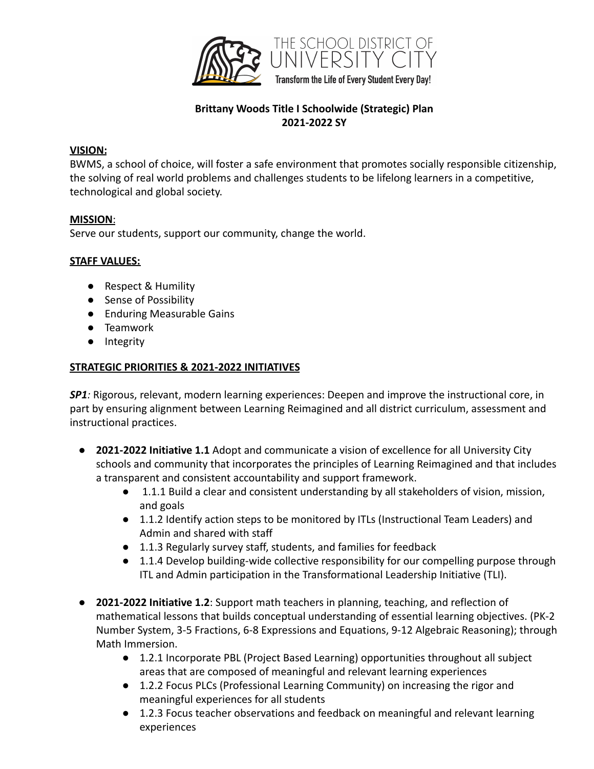THE SCHOOL DISTRICT OF UNIVERSITY CITY

Transform the Life of Every Student Every Day!

# Brittany Woods Title I Schoolwide (Strategic) Plan
## 2021-2022 SY

**VISION:**
BWMS, a school of choice, will foster a safe environment that promotes socially responsible citizenship, the solving of real world problems and challenges students to be lifelong learners in a competitive, technological and global society.

**MISSION**:
Serve our students, support our community, change the world.

**STAFF VALUES:**

- Respect & Humility
- Sense of Possibility
- Enduring Measurable Gains
- Teamwork
- Integrity

**STRATEGIC PRIORITIES & 2021-2022 INITIATIVES**

***SP1****:* Rigorous, relevant, modern learning experiences: Deepen and improve the instructional core, in part by ensuring alignment between Learning Reimagined and all district curriculum, assessment and instructional practices.

- **2021-2022 Initiative 1.1** Adopt and communicate a vision of excellence for all University City schools and community that incorporates the principles of Learning Reimagined and that includes a transparent and consistent accountability and support framework.
    - 1.1.1 Build a clear and consistent understanding by all stakeholders of vision, mission, and goals
    - 1.1.2 Identify action steps to be monitored by ITLs (Instructional Team Leaders) and Admin and shared with staff
    - 1.1.3 Regularly survey staff, students, and families for feedback
    - 1.1.4 Develop building-wide collective responsibility for our compelling purpose through ITL and Admin participation in the Transformational Leadership Initiative (TLI).
- **2021-2022 Initiative 1.2**: Support math teachers in planning, teaching, and reflection of mathematical lessons that builds conceptual understanding of essential learning objectives. (PK-2 Number System, 3-5 Fractions, 6-8 Expressions and Equations, 9-12 Algebraic Reasoning); through Math Immersion.
    - 1.2.1 Incorporate PBL (Project Based Learning) opportunities throughout all subject areas that are composed of meaningful and relevant learning experiences
    - 1.2.2 Focus PLCs (Professional Learning Community) on increasing the rigor and meaningful experiences for all students
    - 1.2.3 Focus teacher observations and feedback on meaningful and relevant learning experiences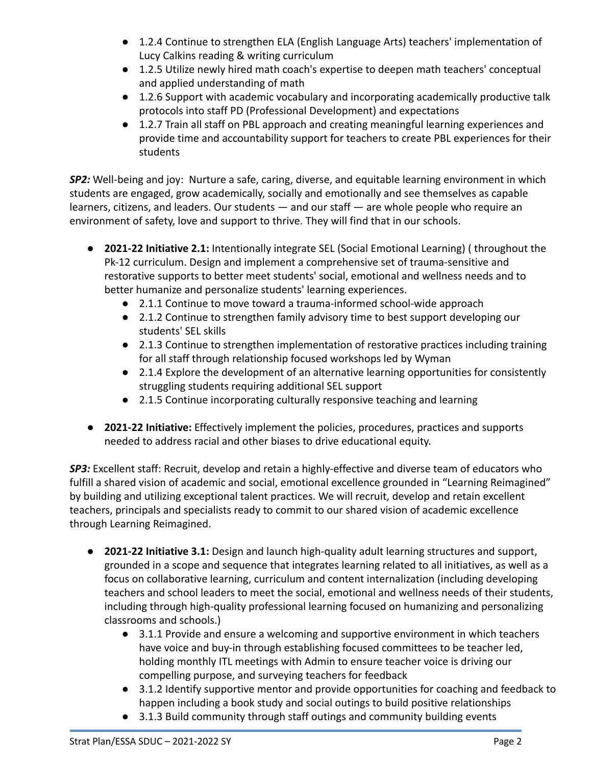- 1.2.4 Continue to strengthen ELA (English Language Arts) teachers' implementation of Lucy Calkins reading & writing curriculum
- 1.2.5 Utilize newly hired math coach's expertise to deepen math teachers' conceptual and applied understanding of math
- 1.2.6 Support with academic vocabulary and incorporating academically productive talk protocols into staff PD (Professional Development) and expectations
- 1.2.7 Train all staff on PBL approach and creating meaningful learning experiences and provide time and accountability support for teachers to create PBL experiences for their students

***SP2:*** Well-being and joy: Nurture a safe, caring, diverse, and equitable learning environment in which students are engaged, grow academically, socially and emotionally and see themselves as capable learners, citizens, and leaders. Our students — and our staff — are whole people who require an environment of safety, love and support to thrive. They will find that in our schools.

- **2021-22 Initiative 2.1:** Intentionally integrate SEL (Social Emotional Learning) ( throughout the Pk-12 curriculum. Design and implement a comprehensive set of trauma-sensitive and restorative supports to better meet students' social, emotional and wellness needs and to better humanize and personalize students' learning experiences.
  - 2.1.1 Continue to move toward a trauma-informed school-wide approach
  - 2.1.2 Continue to strengthen family advisory time to best support developing our students' SEL skills
  - 2.1.3 Continue to strengthen implementation of restorative practices including training for all staff through relationship focused workshops led by Wyman
  - 2.1.4 Explore the development of an alternative learning opportunities for consistently struggling students requiring additional SEL support
  - 2.1.5 Continue incorporating culturally responsive teaching and learning
- **2021-22 Initiative:** Effectively implement the policies, procedures, practices and supports needed to address racial and other biases to drive educational equity.

***SP3:*** Excellent staff: Recruit, develop and retain a highly-effective and diverse team of educators who fulfill a shared vision of academic and social, emotional excellence grounded in "Learning Reimagined" by building and utilizing exceptional talent practices. We will recruit, develop and retain excellent teachers, principals and specialists ready to commit to our shared vision of academic excellence through Learning Reimagined.

- **2021-22 Initiative 3.1:** Design and launch high-quality adult learning structures and support, grounded in a scope and sequence that integrates learning related to all initiatives, as well as a focus on collaborative learning, curriculum and content internalization (including developing teachers and school leaders to meet the social, emotional and wellness needs of their students, including through high-quality professional learning focused on humanizing and personalizing classrooms and schools.)
  - 3.1.1 Provide and ensure a welcoming and supportive environment in which teachers have voice and buy-in through establishing focused committees to be teacher led, holding monthly ITL meetings with Admin to ensure teacher voice is driving our compelling purpose, and surveying teachers for feedback
  - 3.1.2 Identify supportive mentor and provide opportunities for coaching and feedback to happen including a book study and social outings to build positive relationships
  - 3.1.3 Build community through staff outings and community building events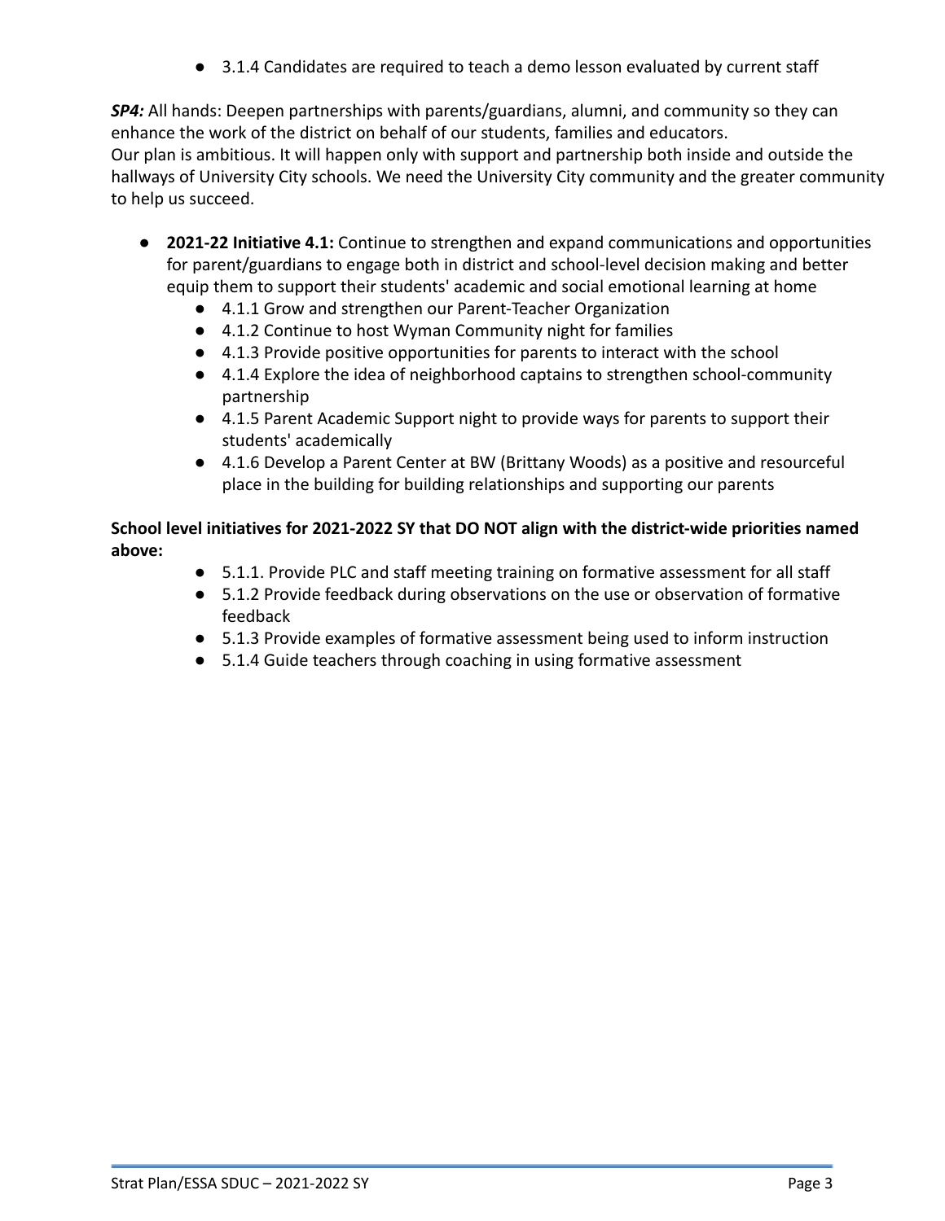- 3.1.4 Candidates are required to teach a demo lesson evaluated by current staff

***SP4:*** All hands: Deepen partnerships with parents/guardians, alumni, and community so they can enhance the work of the district on behalf of our students, families and educators.
Our plan is ambitious. It will happen only with support and partnership both inside and outside the hallways of University City schools. We need the University City community and the greater community to help us succeed.

- **2021-22 Initiative 4.1:** Continue to strengthen and expand communications and opportunities for parent/guardians to engage both in district and school-level decision making and better equip them to support their students' academic and social emotional learning at home
  - 4.1.1 Grow and strengthen our Parent-Teacher Organization
  - 4.1.2 Continue to host Wyman Community night for families
  - 4.1.3 Provide positive opportunities for parents to interact with the school
  - 4.1.4 Explore the idea of neighborhood captains to strengthen school-community partnership
  - 4.1.5 Parent Academic Support night to provide ways for parents to support their students' academically
  - 4.1.6 Develop a Parent Center at BW (Brittany Woods) as a positive and resourceful place in the building for building relationships and supporting our parents

**School level initiatives for 2021-2022 SY that DO NOT align with the district-wide priorities named above:**

- 5.1.1. Provide PLC and staff meeting training on formative assessment for all staff
- 5.1.2 Provide feedback during observations on the use or observation of formative feedback
- 5.1.3 Provide examples of formative assessment being used to inform instruction
- 5.1.4 Guide teachers through coaching in using formative assessment